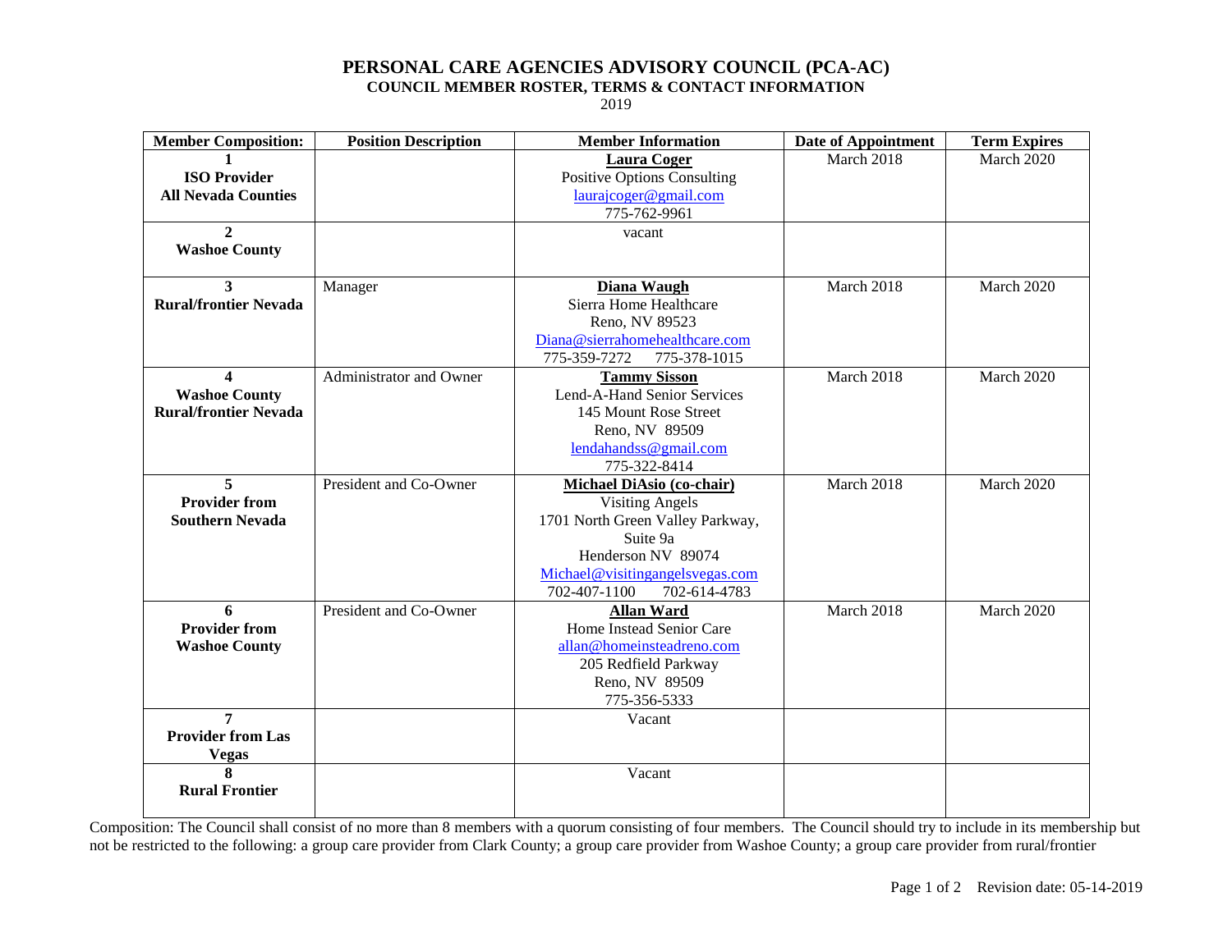# PERSONAL CARE AGENCIES ADVISORY COUNCIL (PCA-AC)

## COUNCIL MEMBER ROSTER, TERMS & CONTACT INFORMATION

2019

| Member Composition: | Position Description | Member Information | Date of Appointment | Term Expires |
|---|---|---|---|---|
| **1**<br>**ISO Provider**<br>**All Nevada Counties** | | **Laura Coger**<br>Positive Options Consulting<br>laurajcoger@gmail.com<br>775-762-9961 | March 2018 | March 2020 |
| **2**<br>**Washoe County** | | vacant | | |
| **3**<br>**Rural/frontier Nevada** | Manager | **Diana Waugh**<br>Sierra Home Healthcare<br>Reno, NV 89523<br>Diana@sierrahomehealthcare.com<br>775-359-7272 775-378-1015 | March 2018 | March 2020 |
| **4**<br>**Washoe County**<br>**Rural/frontier Nevada** | Administrator and Owner | **Tammy Sisson**<br>Lend-A-Hand Senior Services<br>145 Mount Rose Street<br>Reno, NV 89509<br>lendahandss@gmail.com<br>775-322-8414 | March 2018 | March 2020 |
| **5**<br>**Provider from**<br>**Southern Nevada** | President and Co-Owner | **Michael DiAsio (co-chair)**<br>Visiting Angels<br>1701 North Green Valley Parkway,<br>Suite 9a<br>Henderson NV 89074<br>Michael@visitingangelsvegas.com<br>702-407-1100 702-614-4783 | March 2018 | March 2020 |
| **6**<br>**Provider from**<br>**Washoe County** | President and Co-Owner | **Allan Ward**<br>Home Instead Senior Care<br>allan@homeinsteadreno.com<br>205 Redfield Parkway<br>Reno, NV 89509<br>775-356-5333 | March 2018 | March 2020 |
| **7**<br>**Provider from Las Vegas** | | Vacant | | |
| **8**<br>**Rural Frontier** | | Vacant | | |

Composition: The Council shall consist of no more than 8 members with a quorum consisting of four members. The Council should try to include in its membership but not be restricted to the following: a group care provider from Clark County; a group care provider from Washoe County; a group care provider from rural/frontier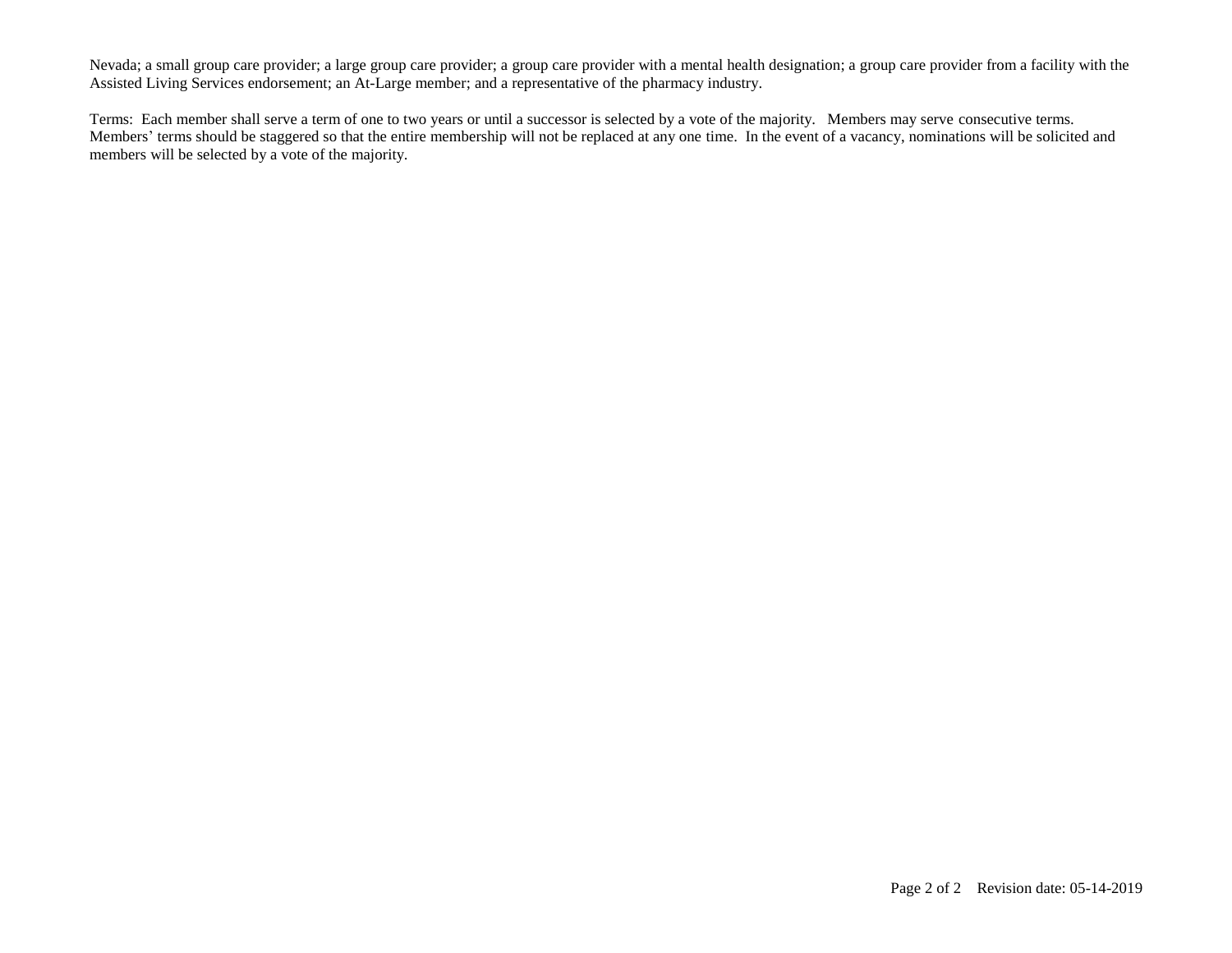Nevada; a small group care provider; a large group care provider; a group care provider with a mental health designation; a group care provider from a facility with the Assisted Living Services endorsement; an At-Large member; and a representative of the pharmacy industry.

Terms: Each member shall serve a term of one to two years or until a successor is selected by a vote of the majority. Members may serve consecutive terms. Members' terms should be staggered so that the entire membership will not be replaced at any one time. In the event of a vacancy, nominations will be solicited and members will be selected by a vote of the majority.

Revision date: 05-14-2019